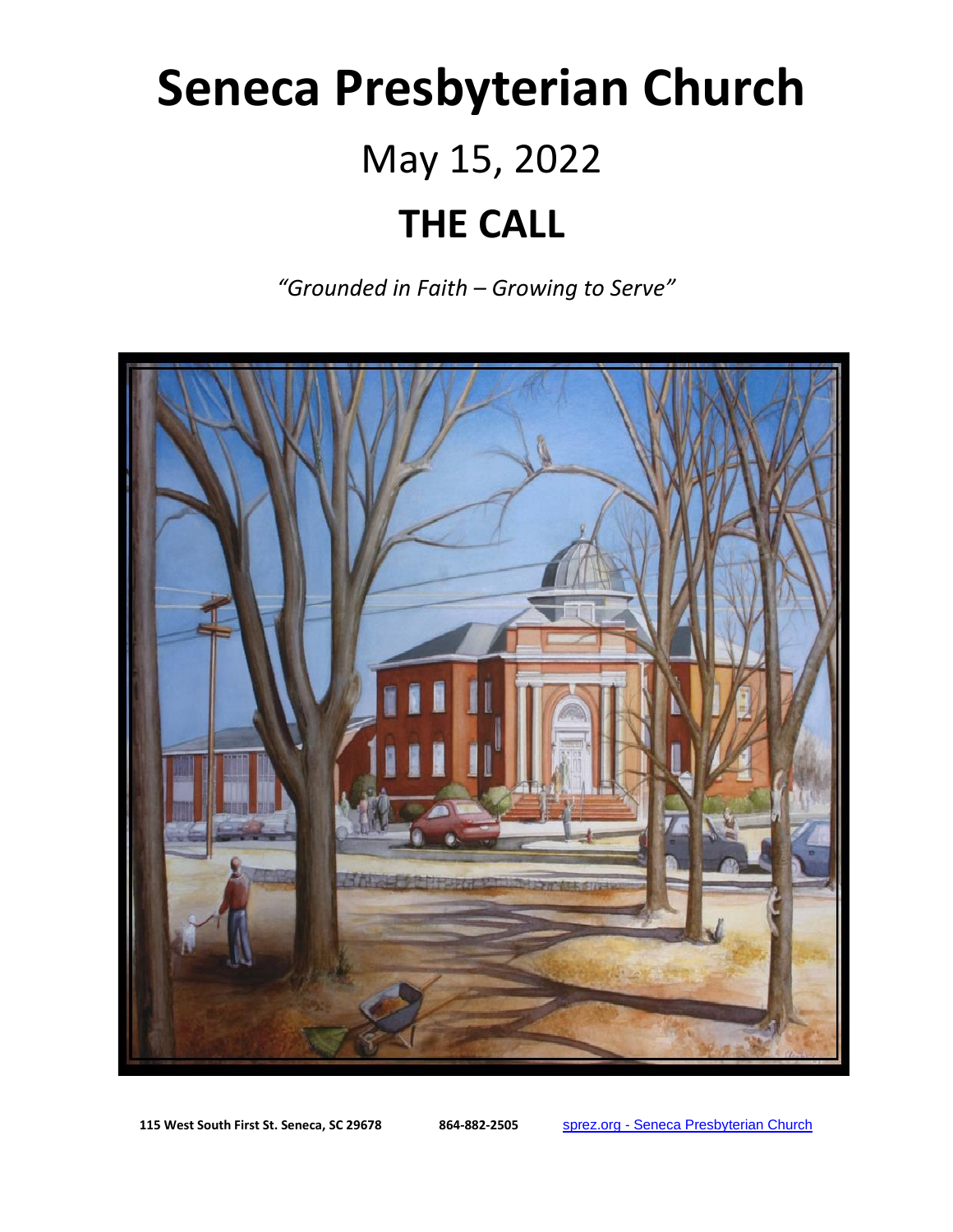# Seneca Presbyterian Church

## May 15, 2022

# THE CALL

*"Grounded in Faith – Growing to Serve"*

**115 West South First St. Seneca, SC 29678** **864-882-2505** sprez.org - Seneca Presbyterian Church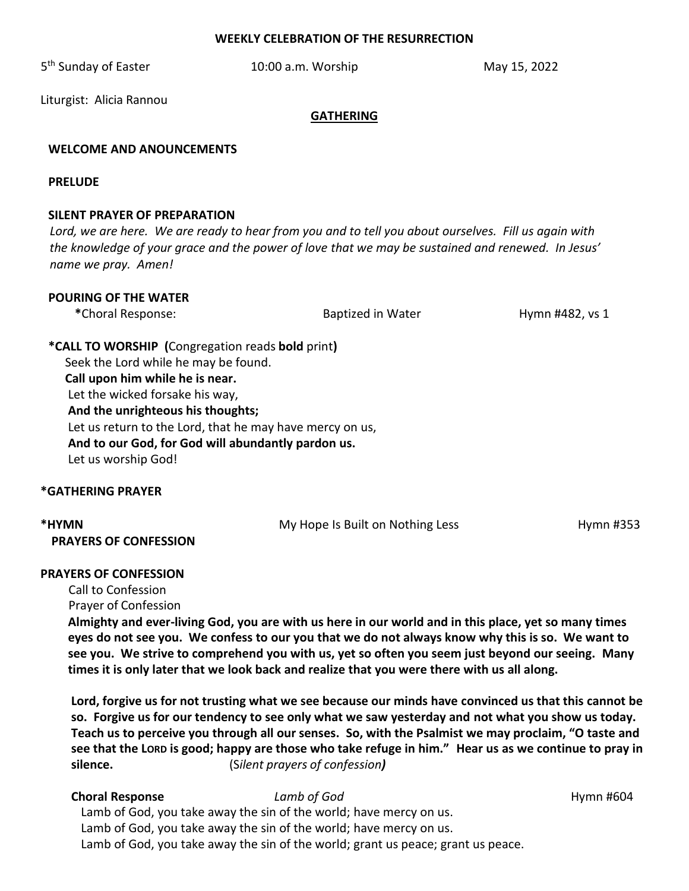**WEEKLY CELEBRATION OF THE RESURRECTION**

5th Sunday of Easter 10:00 a.m. Worship May 15, 2022

Liturgist: Alicia Rannou

## GATHERING

**WELCOME AND ANOUNCEMENTS**

**PRELUDE**

**SILENT PRAYER OF PREPARATION**

*Lord, we are here. We are ready to hear from you and to tell you about ourselves. Fill us again with the knowledge of your grace and the power of love that we may be sustained and renewed. In Jesus' name we pray. Amen!*

**POURING OF THE WATER**

**\***Choral Response: Baptized in Water Hymn #482, vs 1

**\*CALL TO WORSHIP (**Congregation reads **bold** print**)**

Seek the Lord while he may be found.
**Call upon him while he is near.**
Let the wicked forsake his way,
**And the unrighteous his thoughts;**
Let us return to the Lord, that he may have mercy on us,
**And to our God, for God will abundantly pardon us.**
Let us worship God!

**\*GATHERING PRAYER**

**\*HYMN** My Hope Is Built on Nothing Less Hymn #353

**PRAYERS OF CONFESSION**

**PRAYERS OF CONFESSION**

Call to Confession
Prayer of Confession

**Almighty and ever-living God, you are with us here in our world and in this place, yet so many times eyes do not see you. We confess to our you that we do not always know why this is so. We want to see you. We strive to comprehend you with us, yet so often you seem just beyond our seeing. Many times it is only later that we look back and realize that you were there with us all along.**

**Lord, forgive us for not trusting what we see because our minds have convinced us that this cannot be so. Forgive us for our tendency to see only what we saw yesterday and not what you show us today. Teach us to perceive you through all our senses. So, with the Psalmist we may proclaim, "O taste and see that the LORD is good; happy are those who take refuge in him." Hear us as we continue to pray in silence.** (S*ilent prayers of confession)*

**Choral Response** *Lamb of God* Hymn #604

Lamb of God, you take away the sin of the world; have mercy on us.
Lamb of God, you take away the sin of the world; have mercy on us.
Lamb of God, you take away the sin of the world; grant us peace; grant us peace.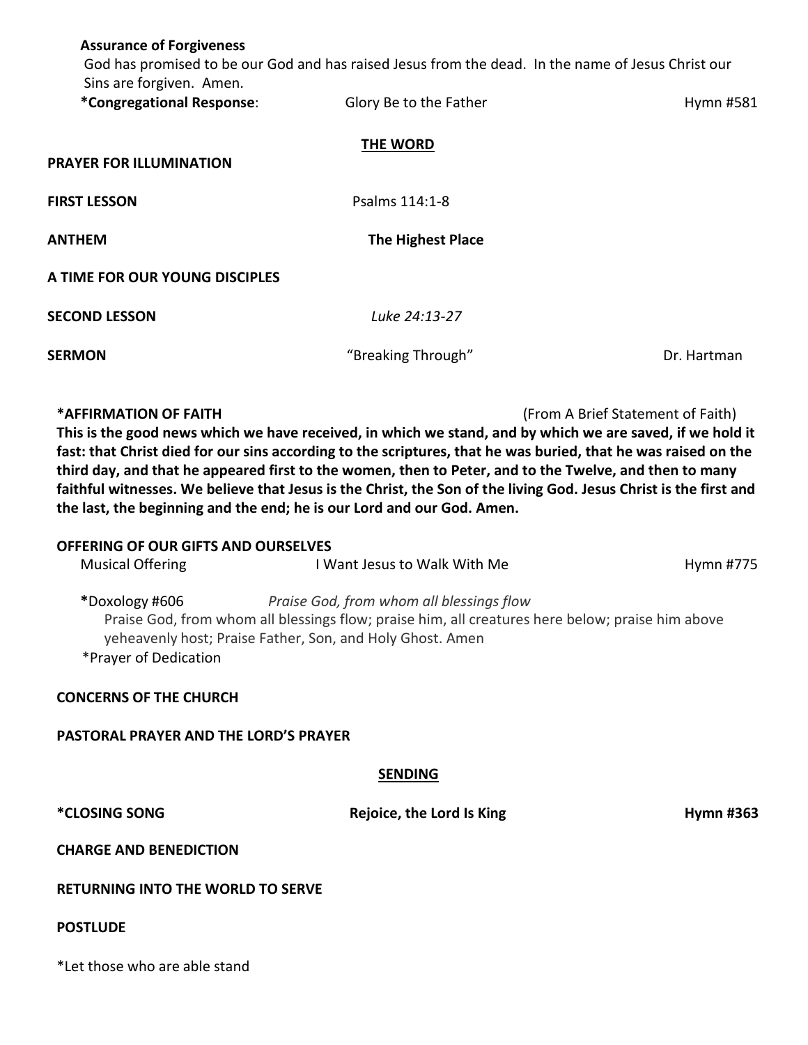**Assurance of Forgiveness**
God has promised to be our God and has raised Jesus from the dead. In the name of Jesus Christ our Sins are forgiven. Amen.

**\*Congregational Response**: Glory Be to the Father Hymn #581

## THE WORD

**PRAYER FOR ILLUMINATION**

**FIRST LESSON** Psalms 114:1-8

**ANTHEM** **The Highest Place**

**A TIME FOR OUR YOUNG DISCIPLES**

**SECOND LESSON** *Luke 24:13-27*

**SERMON** "Breaking Through" Dr. Hartman

**\*AFFIRMATION OF FAITH** (From A Brief Statement of Faith)

**This is the good news which we have received, in which we stand, and by which we are saved, if we hold it fast: that Christ died for our sins according to the scriptures, that he was buried, that he was raised on the third day, and that he appeared first to the women, then to Peter, and to the Twelve, and then to many faithful witnesses. We believe that Jesus is the Christ, the Son of the living God. Jesus Christ is the first and the last, the beginning and the end; he is our Lord and our God. Amen.**

**OFFERING OF OUR GIFTS AND OURSELVES**

Musical Offering I Want Jesus to Walk With Me Hymn #775

**\***Doxology #606 *Praise God, from whom all blessings flow*

Praise God, from whom all blessings flow; praise him, all creatures here below; praise him above yeheavenly host; Praise Father, Son, and Holy Ghost. Amen

\*Prayer of Dedication

**CONCERNS OF THE CHURCH**

**PASTORAL PRAYER AND THE LORD'S PRAYER**

## SENDING

**\*CLOSING SONG** **Rejoice, the Lord Is King** **Hymn #363**

**CHARGE AND BENEDICTION**

**RETURNING INTO THE WORLD TO SERVE**

**POSTLUDE**

\*Let those who are able stand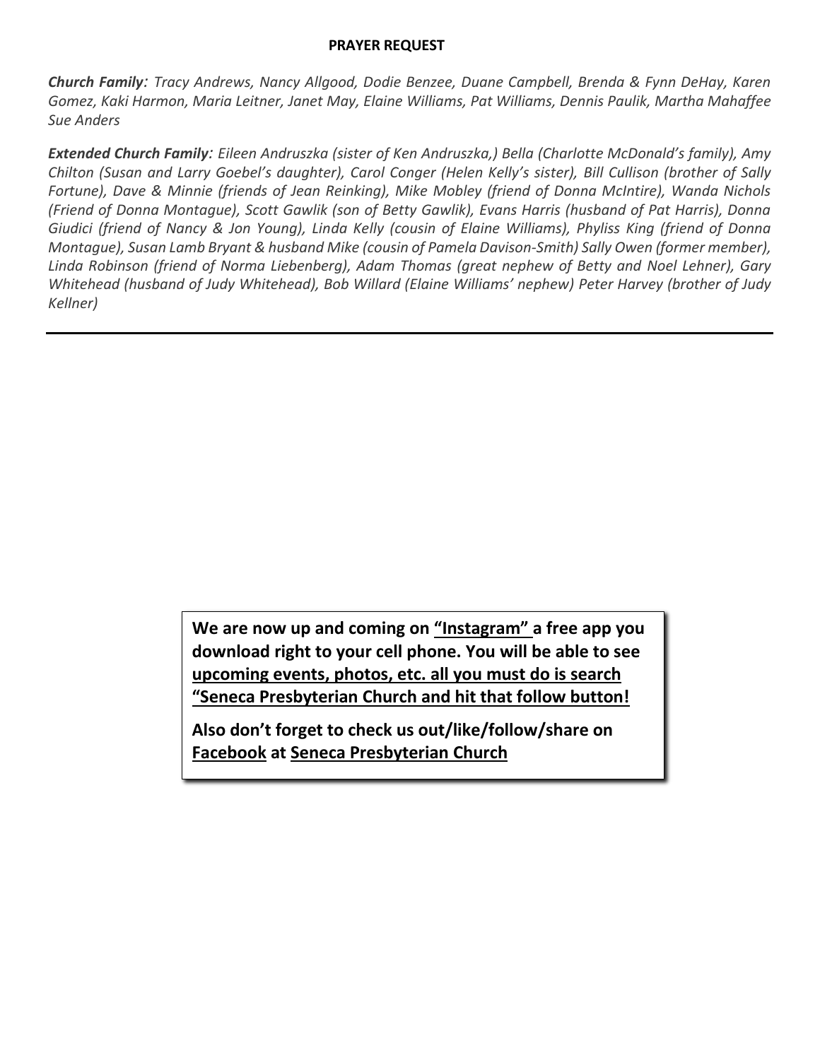**PRAYER REQUEST**

***Church Family:*** *Tracy Andrews, Nancy Allgood, Dodie Benzee, Duane Campbell, Brenda & Fynn DeHay, Karen Gomez, Kaki Harmon, Maria Leitner, Janet May, Elaine Williams, Pat Williams, Dennis Paulik, Martha Mahaffee Sue Anders*

***Extended Church Family:*** *Eileen Andruszka (sister of Ken Andruszka,) Bella (Charlotte McDonald's family), Amy Chilton (Susan and Larry Goebel's daughter), Carol Conger (Helen Kelly's sister), Bill Cullison (brother of Sally Fortune), Dave & Minnie (friends of Jean Reinking), Mike Mobley (friend of Donna McIntire), Wanda Nichols (Friend of Donna Montague), Scott Gawlik (son of Betty Gawlik), Evans Harris (husband of Pat Harris), Donna Giudici (friend of Nancy & Jon Young), Linda Kelly (cousin of Elaine Williams), Phyliss King (friend of Donna Montague), Susan Lamb Bryant & husband Mike (cousin of Pamela Davison-Smith) Sally Owen (former member), Linda Robinson (friend of Norma Liebenberg), Adam Thomas (great nephew of Betty and Noel Lehner), Gary Whitehead (husband of Judy Whitehead), Bob Willard (Elaine Williams' nephew) Peter Harvey (brother of Judy Kellner)*

---

**We are now up and coming on "Instagram" a free app you download right to your cell phone. You will be able to see upcoming events, photos, etc. all you must do is search "Seneca Presbyterian Church and hit that follow button!**

**Also don't forget to check us out/like/follow/share on Facebook at Seneca Presbyterian Church**